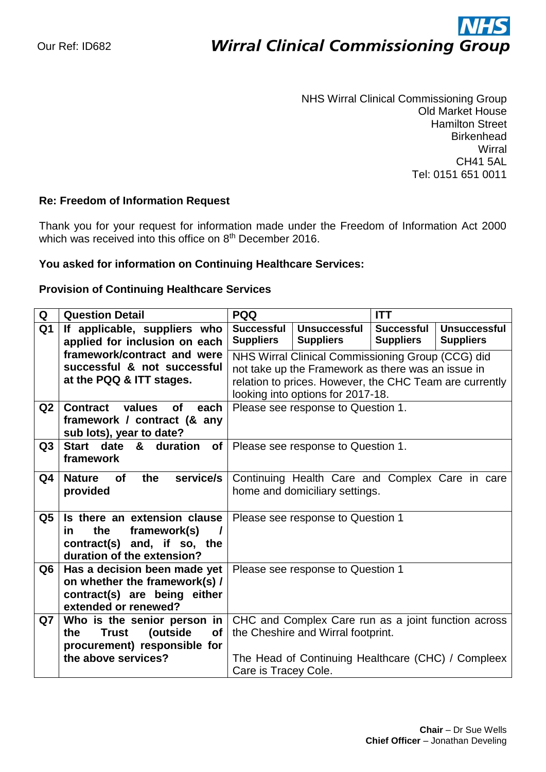Our Ref: ID682

**NHS**
***Wirral Clinical Commissioning Group***

NHS Wirral Clinical Commissioning Group
Old Market House
Hamilton Street
Birkenhead
Wirral
CH41 5AL
Tel: 0151 651 0011

**Re: Freedom of Information Request**

Thank you for your request for information made under the Freedom of Information Act 2000 which was received into this office on 8th December 2016.

**You asked for information on Continuing Healthcare Services:**

**Provision of Continuing Healthcare Services**

| Q | Question Detail | PQQ | | ITT | |
|---|---|---|---|---|---|
| | | **Successful Suppliers** | **Unsuccessful Suppliers** | **Successful Suppliers** | **Unsuccessful Suppliers** |
| **Q1** | **If applicable, suppliers who applied for inclusion on each framework/contract and were successful & not successful at the PQQ & ITT stages.** | NHS Wirral Clinical Commissioning Group (CCG) did not take up the Framework as there was an issue in relation to prices. However, the CHC Team are currently looking into options for 2017-18. | | | |
| **Q2** | **Contract values of each framework / contract (& any sub lots), year to date?** | Please see response to Question 1. | | | |
| **Q3** | **Start date & duration of framework** | Please see response to Question 1. | | | |
| **Q4** | **Nature of the service/s provided** | Continuing Health Care and Complex Care in care home and domiciliary settings. | | | |
| **Q5** | **Is there an extension clause in the framework(s) / contract(s) and, if so, the duration of the extension?** | Please see response to Question 1 | | | |
| **Q6** | **Has a decision been made yet on whether the framework(s) / contract(s) are being either extended or renewed?** | Please see response to Question 1 | | | |
| **Q7** | **Who is the senior person in the Trust (outside of procurement) responsible for the above services?** | CHC and Complex Care run as a joint function across the Cheshire and Wirral footprint.<br><br>The Head of Continuing Healthcare (CHC) / Compleex Care is Tracey Cole. | | | |

**Chair** – Dr Sue Wells
**Chief Officer** – Jonathan Develing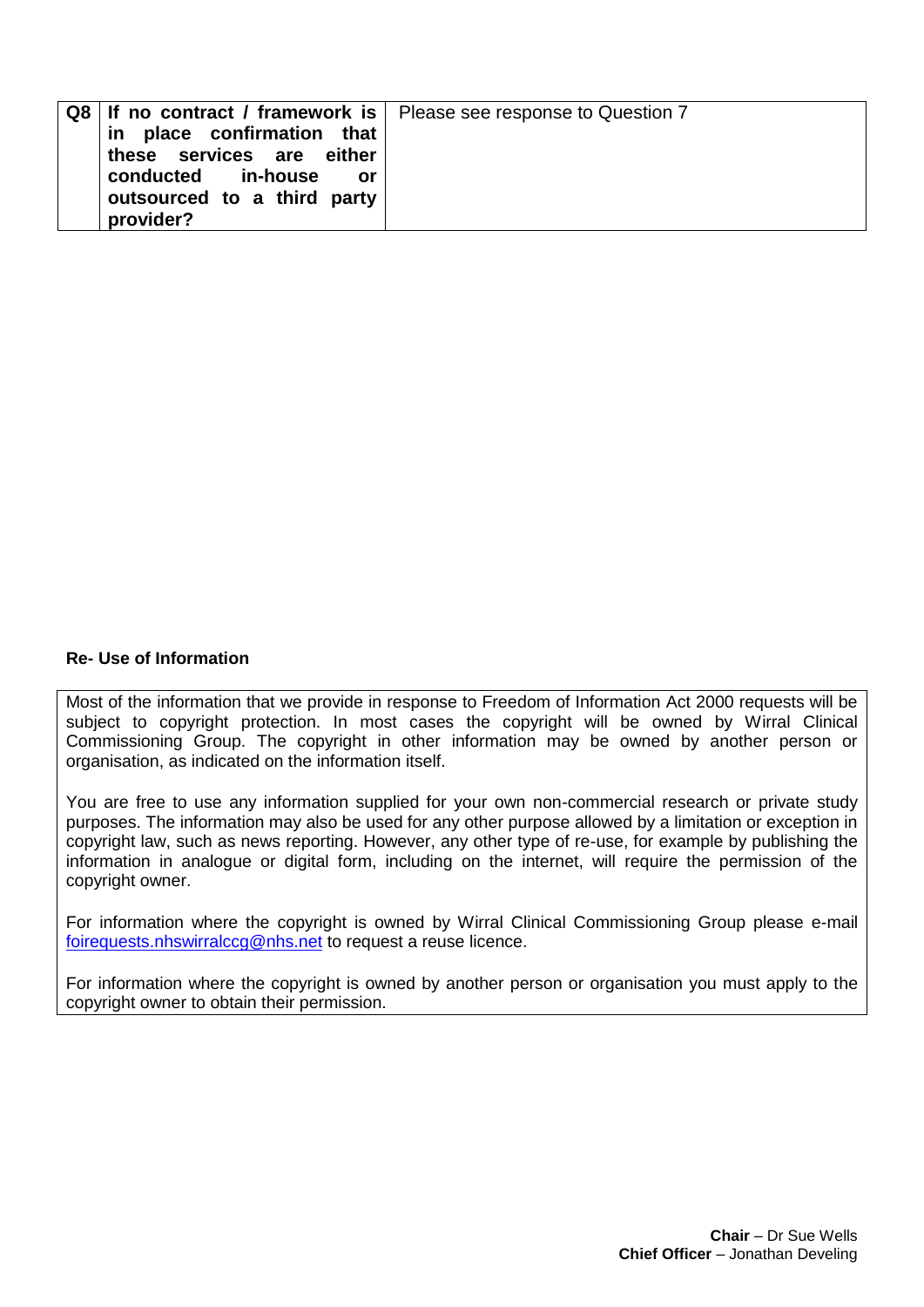| | | |
|---|---|---|
| **Q8** | **If no contract / framework is in place confirmation that these services are either conducted in-house or outsourced to a third party provider?** | Please see response to Question 7 |

**Re- Use of Information**

Most of the information that we provide in response to Freedom of Information Act 2000 requests will be subject to copyright protection. In most cases the copyright will be owned by Wirral Clinical Commissioning Group. The copyright in other information may be owned by another person or organisation, as indicated on the information itself.

You are free to use any information supplied for your own non-commercial research or private study purposes. The information may also be used for any other purpose allowed by a limitation or exception in copyright law, such as news reporting. However, any other type of re-use, for example by publishing the information in analogue or digital form, including on the internet, will require the permission of the copyright owner.

For information where the copyright is owned by Wirral Clinical Commissioning Group please e-mail foirequests.nhswirralccg@nhs.net to request a reuse licence.

For information where the copyright is owned by another person or organisation you must apply to the copyright owner to obtain their permission.

**Chair** – Dr Sue Wells
**Chief Officer** – Jonathan Develing